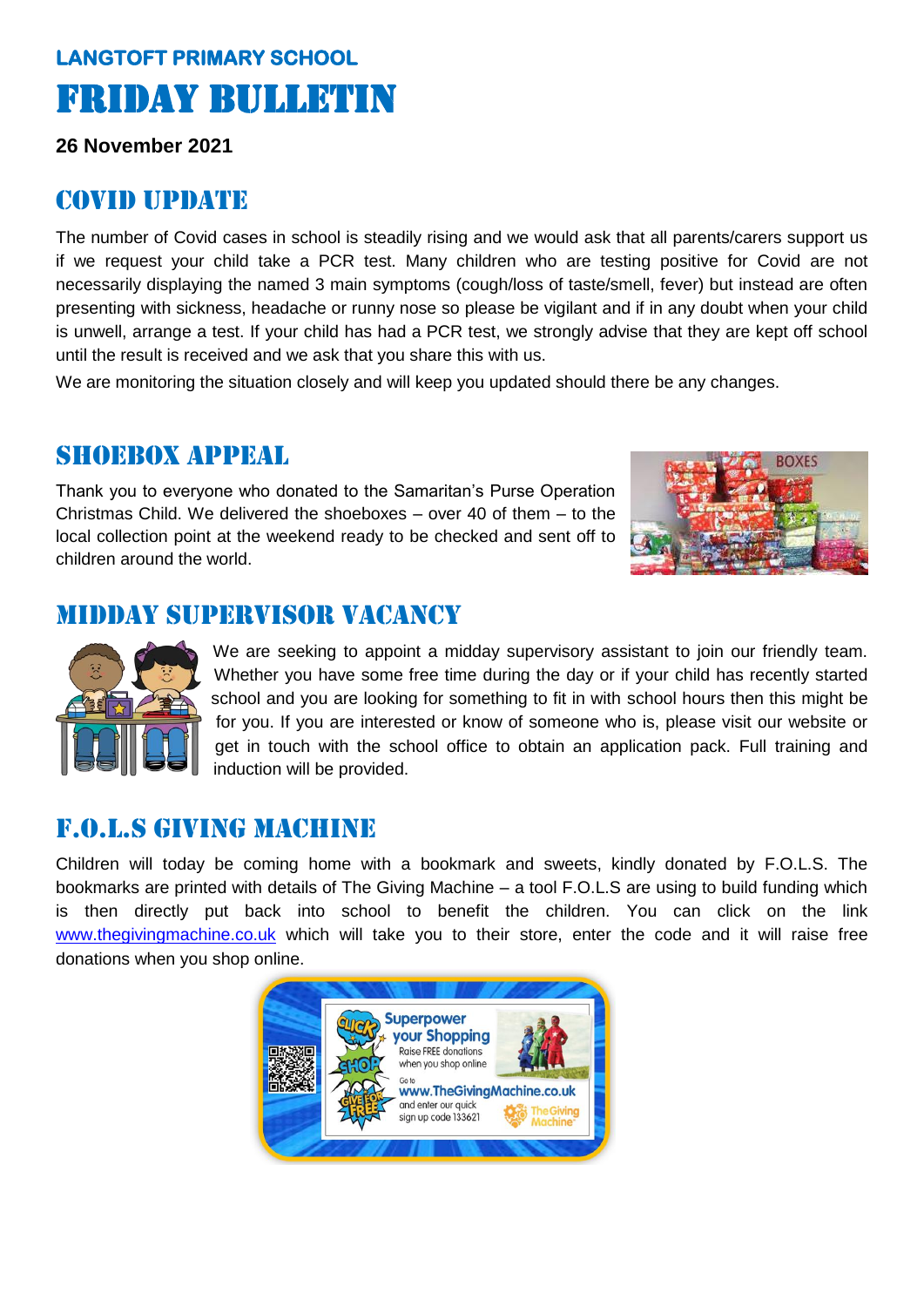**LANGTOFT PRIMARY SCHOOL**

# FRIDAY BULLETIN

**26 November 2021**

## COVID UPDATE

The number of Covid cases in school is steadily rising and we would ask that all parents/carers support us if we request your child take a PCR test. Many children who are testing positive for Covid are not necessarily displaying the named 3 main symptoms (cough/loss of taste/smell, fever) but instead are often presenting with sickness, headache or runny nose so please be vigilant and if in any doubt when your child is unwell, arrange a test. If your child has had a PCR test, we strongly advise that they are kept off school until the result is received and we ask that you share this with us.

We are monitoring the situation closely and will keep you updated should there be any changes.

## SHOEBOX APPEAL

Thank you to everyone who donated to the Samaritan's Purse Operation Christmas Child. We delivered the shoeboxes – over 40 of them – to the local collection point at the weekend ready to be checked and sent off to children around the world.

## MIDDAY SUPERVISOR VACANCY

We are seeking to appoint a midday supervisory assistant to join our friendly team. Whether you have some free time during the day or if your child has recently started school and you are looking for something to fit in with school hours then this might be for you. If you are interested or know of someone who is, please visit our website or get in touch with the school office to obtain an application pack. Full training and induction will be provided.

## F.O.L.S GIVING MACHINE

Children will today be coming home with a bookmark and sweets, kindly donated by F.O.L.S. The bookmarks are printed with details of The Giving Machine – a tool F.O.L.S are using to build funding which is then directly put back into school to benefit the children. You can click on the link www.thegivingmachine.co.uk which will take you to their store, enter the code and it will raise free donations when you shop online.

Superpower your Shopping
Raise FREE donations when you shop online
Go to www.TheGivingMachine.co.uk and enter our quick sign up code 133621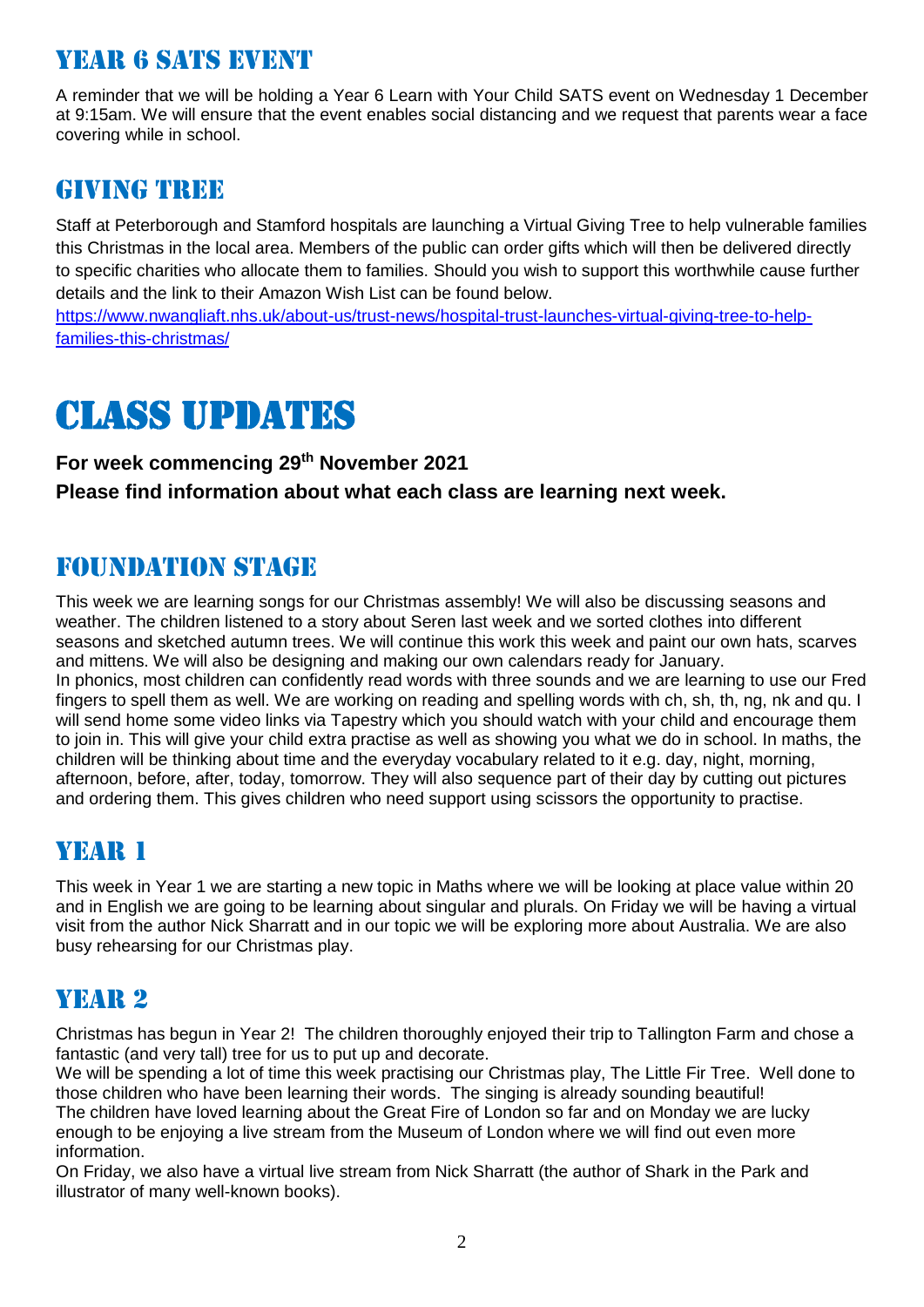## Year 6 SATS Event

A reminder that we will be holding a Year 6 Learn with Your Child SATS event on Wednesday 1 December at 9:15am. We will ensure that the event enables social distancing and we request that parents wear a face covering while in school.

## Giving Tree

Staff at Peterborough and Stamford hospitals are launching a Virtual Giving Tree to help vulnerable families this Christmas in the local area. Members of the public can order gifts which will then be delivered directly to specific charities who allocate them to families. Should you wish to support this worthwhile cause further details and the link to their Amazon Wish List can be found below.
https://www.nwangliaft.nhs.uk/about-us/trust-news/hospital-trust-launches-virtual-giving-tree-to-help-families-this-christmas/

# Class Updates

**For week commencing 29th November 2021**

**Please find information about what each class are learning next week.**

## Foundation Stage

This week we are learning songs for our Christmas assembly! We will also be discussing seasons and weather. The children listened to a story about Seren last week and we sorted clothes into different seasons and sketched autumn trees. We will continue this work this week and paint our own hats, scarves and mittens. We will also be designing and making our own calendars ready for January.
In phonics, most children can confidently read words with three sounds and we are learning to use our Fred fingers to spell them as well. We are working on reading and spelling words with ch, sh, th, ng, nk and qu. I will send home some video links via Tapestry which you should watch with your child and encourage them to join in. This will give your child extra practise as well as showing you what we do in school. In maths, the children will be thinking about time and the everyday vocabulary related to it e.g. day, night, morning, afternoon, before, after, today, tomorrow. They will also sequence part of their day by cutting out pictures and ordering them. This gives children who need support using scissors the opportunity to practise.

## Year 1

This week in Year 1 we are starting a new topic in Maths where we will be looking at place value within 20 and in English we are going to be learning about singular and plurals. On Friday we will be having a virtual visit from the author Nick Sharratt and in our topic we will be exploring more about Australia. We are also busy rehearsing for our Christmas play.

## Year 2

Christmas has begun in Year 2! The children thoroughly enjoyed their trip to Tallington Farm and chose a fantastic (and very tall) tree for us to put up and decorate.
We will be spending a lot of time this week practising our Christmas play, The Little Fir Tree. Well done to those children who have been learning their words. The singing is already sounding beautiful!
The children have loved learning about the Great Fire of London so far and on Monday we are lucky enough to be enjoying a live stream from the Museum of London where we will find out even more information.
On Friday, we also have a virtual live stream from Nick Sharratt (the author of Shark in the Park and illustrator of many well-known books).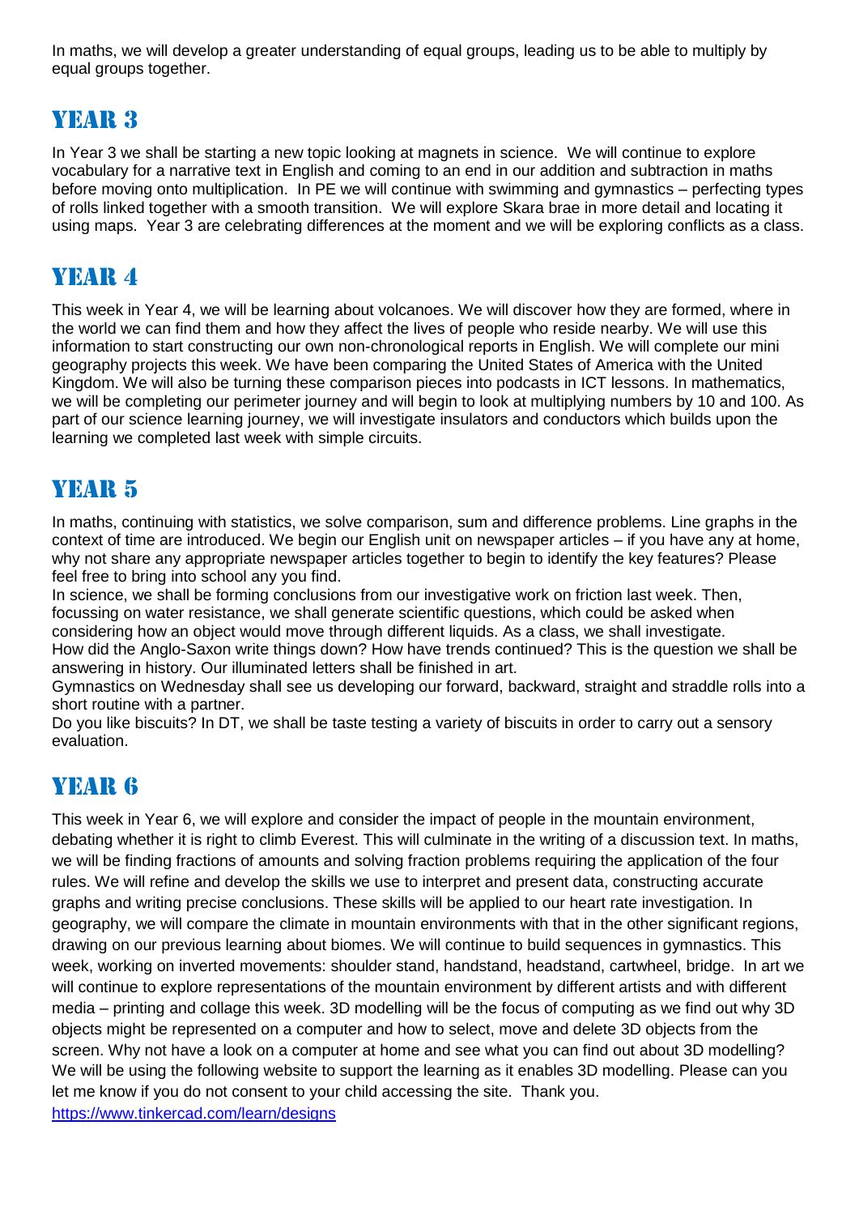In maths, we will develop a greater understanding of equal groups, leading us to be able to multiply by equal groups together.

# YEAR 3

In Year 3 we shall be starting a new topic looking at magnets in science. We will continue to explore vocabulary for a narrative text in English and coming to an end in our addition and subtraction in maths before moving onto multiplication. In PE we will continue with swimming and gymnastics – perfecting types of rolls linked together with a smooth transition. We will explore Skara brae in more detail and locating it using maps. Year 3 are celebrating differences at the moment and we will be exploring conflicts as a class.

# YEAR 4

This week in Year 4, we will be learning about volcanoes. We will discover how they are formed, where in the world we can find them and how they affect the lives of people who reside nearby. We will use this information to start constructing our own non-chronological reports in English. We will complete our mini geography projects this week. We have been comparing the United States of America with the United Kingdom. We will also be turning these comparison pieces into podcasts in ICT lessons. In mathematics, we will be completing our perimeter journey and will begin to look at multiplying numbers by 10 and 100. As part of our science learning journey, we will investigate insulators and conductors which builds upon the learning we completed last week with simple circuits.

# YEAR 5

In maths, continuing with statistics, we solve comparison, sum and difference problems. Line graphs in the context of time are introduced. We begin our English unit on newspaper articles – if you have any at home, why not share any appropriate newspaper articles together to begin to identify the key features? Please feel free to bring into school any you find.

In science, we shall be forming conclusions from our investigative work on friction last week. Then, focussing on water resistance, we shall generate scientific questions, which could be asked when considering how an object would move through different liquids. As a class, we shall investigate.

How did the Anglo-Saxon write things down? How have trends continued? This is the question we shall be answering in history. Our illuminated letters shall be finished in art.

Gymnastics on Wednesday shall see us developing our forward, backward, straight and straddle rolls into a short routine with a partner.

Do you like biscuits? In DT, we shall be taste testing a variety of biscuits in order to carry out a sensory evaluation.

# YEAR 6

This week in Year 6, we will explore and consider the impact of people in the mountain environment, debating whether it is right to climb Everest. This will culminate in the writing of a discussion text. In maths, we will be finding fractions of amounts and solving fraction problems requiring the application of the four rules. We will refine and develop the skills we use to interpret and present data, constructing accurate graphs and writing precise conclusions. These skills will be applied to our heart rate investigation. In geography, we will compare the climate in mountain environments with that in the other significant regions, drawing on our previous learning about biomes. We will continue to build sequences in gymnastics. This week, working on inverted movements: shoulder stand, handstand, headstand, cartwheel, bridge. In art we will continue to explore representations of the mountain environment by different artists and with different media – printing and collage this week. 3D modelling will be the focus of computing as we find out why 3D objects might be represented on a computer and how to select, move and delete 3D objects from the screen. Why not have a look on a computer at home and see what you can find out about 3D modelling? We will be using the following website to support the learning as it enables 3D modelling. Please can you let me know if you do not consent to your child accessing the site. Thank you.

https://www.tinkercad.com/learn/designs